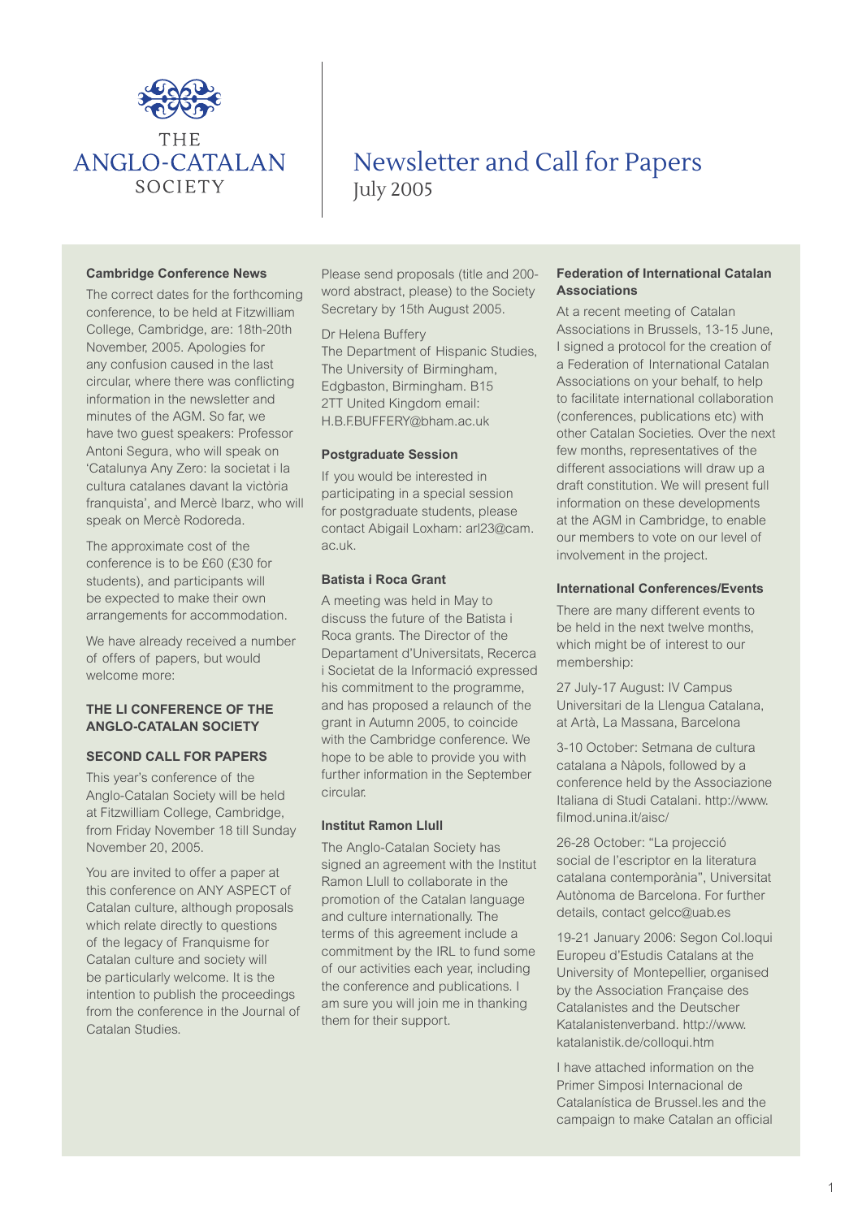THE ANGLO-CATALAN SOCIETY

# Newsletter and Call for Papers

July 2005

### Cambridge Conference News

The correct dates for the forthcoming conference, to be held at Fitzwilliam College, Cambridge, are: 18th-20th November, 2005. Apologies for any confusion caused in the last circular, where there was conflicting information in the newsletter and minutes of the AGM. So far, we have two guest speakers: Professor Antoni Segura, who will speak on 'Catalunya Any Zero: la societat i la cultura catalanes davant la victòria franquista', and Mercè Ibarz, who will speak on Mercè Rodoreda.

The approximate cost of the conference is to be £60 (£30 for students), and participants will be expected to make their own arrangements for accommodation.

We have already received a number of offers of papers, but would welcome more:

### THE LI CONFERENCE OF THE ANGLO-CATALAN SOCIETY

### SECOND CALL FOR PAPERS

This year's conference of the Anglo-Catalan Society will be held at Fitzwilliam College, Cambridge, from Friday November 18 till Sunday November 20, 2005.

You are invited to offer a paper at this conference on ANY ASPECT of Catalan culture, although proposals which relate directly to questions of the legacy of Franquisme for Catalan culture and society will be particularly welcome. It is the intention to publish the proceedings from the conference in the Journal of Catalan Studies.

Please send proposals (title and 200-word abstract, please) to the Society Secretary by 15th August 2005.

Dr Helena Buffery
The Department of Hispanic Studies, The University of Birmingham, Edgbaston, Birmingham. B15 2TT United Kingdom email: H.B.F.BUFFERY@bham.ac.uk

### Postgraduate Session

If you would be interested in participating in a special session for postgraduate students, please contact Abigail Loxham: arl23@cam.ac.uk.

### Batista i Roca Grant

A meeting was held in May to discuss the future of the Batista i Roca grants. The Director of the Departament d'Universitats, Recerca i Societat de la Informació expressed his commitment to the programme, and has proposed a relaunch of the grant in Autumn 2005, to coincide with the Cambridge conference. We hope to be able to provide you with further information in the September circular.

### Institut Ramon Llull

The Anglo-Catalan Society has signed an agreement with the Institut Ramon Llull to collaborate in the promotion of the Catalan language and culture internationally. The terms of this agreement include a commitment by the IRL to fund some of our activities each year, including the conference and publications. I am sure you will join me in thanking them for their support.

### Federation of International Catalan Associations

At a recent meeting of Catalan Associations in Brussels, 13-15 June, I signed a protocol for the creation of a Federation of International Catalan Associations on your behalf, to help to facilitate international collaboration (conferences, publications etc) with other Catalan Societies. Over the next few months, representatives of the different associations will draw up a draft constitution. We will present full information on these developments at the AGM in Cambridge, to enable our members to vote on our level of involvement in the project.

### International Conferences/Events

There are many different events to be held in the next twelve months, which might be of interest to our membership:

27 July-17 August: IV Campus Universitari de la Llengua Catalana, at Artà, La Massana, Barcelona

3-10 October: Setmana de cultura catalana a Nàpols, followed by a conference held by the Associazione Italiana di Studi Catalani. http://www.filmod.unina.it/aisc/

26-28 October: "La projecció social de l'escriptor en la literatura catalana contemporània", Universitat Autònoma de Barcelona. For further details, contact gelcc@uab.es

19-21 January 2006: Segon Col.loqui Europeu d'Estudis Catalans at the University of Montepellier, organised by the Association Française des Catalanistes and the Deutscher Katalanistenverband. http://www.katalanistik.de/colloqui.htm

I have attached information on the Primer Simposi Internacional de Catalanística de Brussel.les and the campaign to make Catalan an official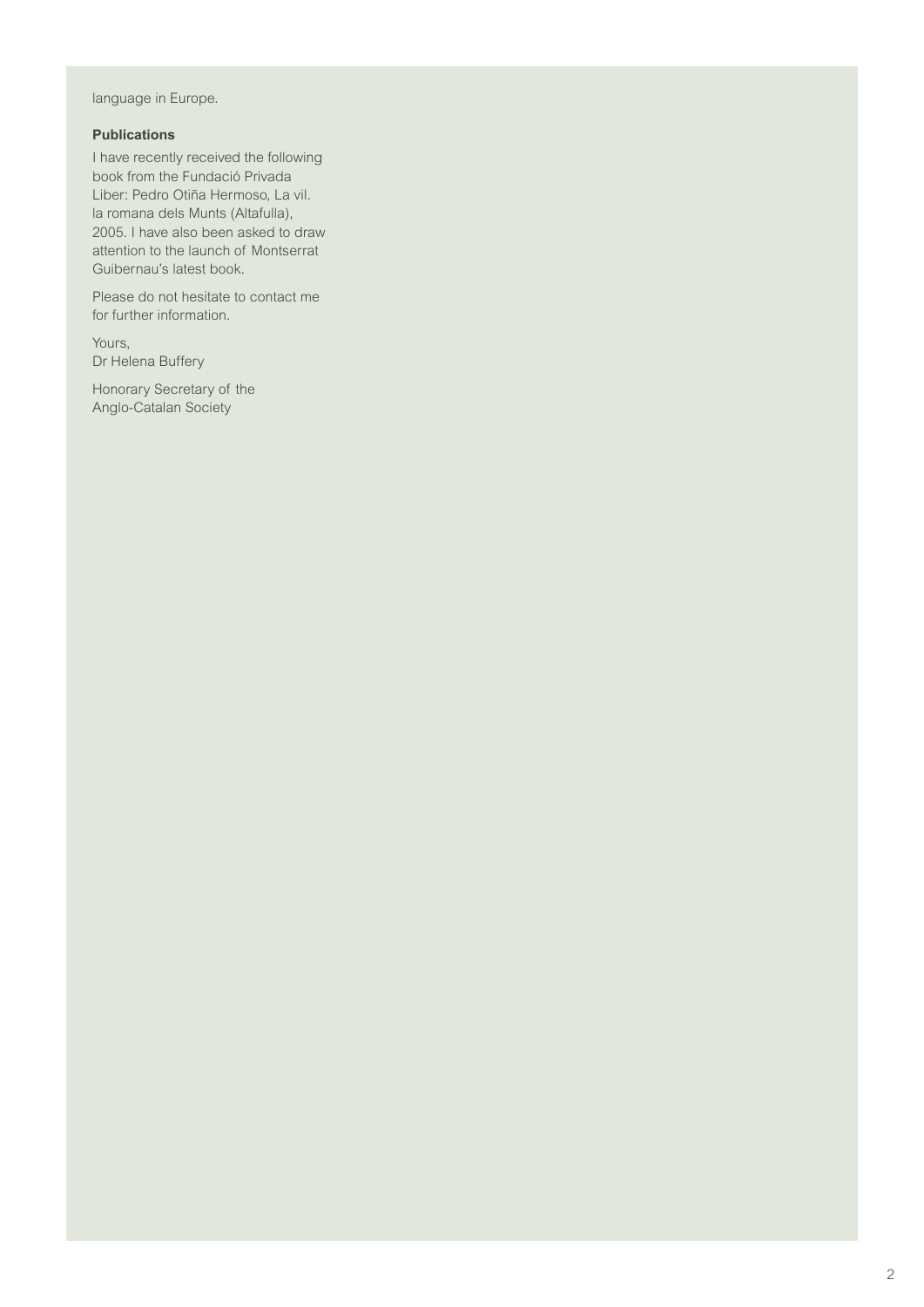language in Europe.

**Publications**

I have recently received the following book from the Fundació Privada Liber: Pedro Otiña Hermoso, La vil. la romana dels Munts (Altafulla), 2005. I have also been asked to draw attention to the launch of Montserrat Guibernau's latest book.

Please do not hesitate to contact me for further information.

Yours,
Dr Helena Buffery

Honorary Secretary of the Anglo-Catalan Society